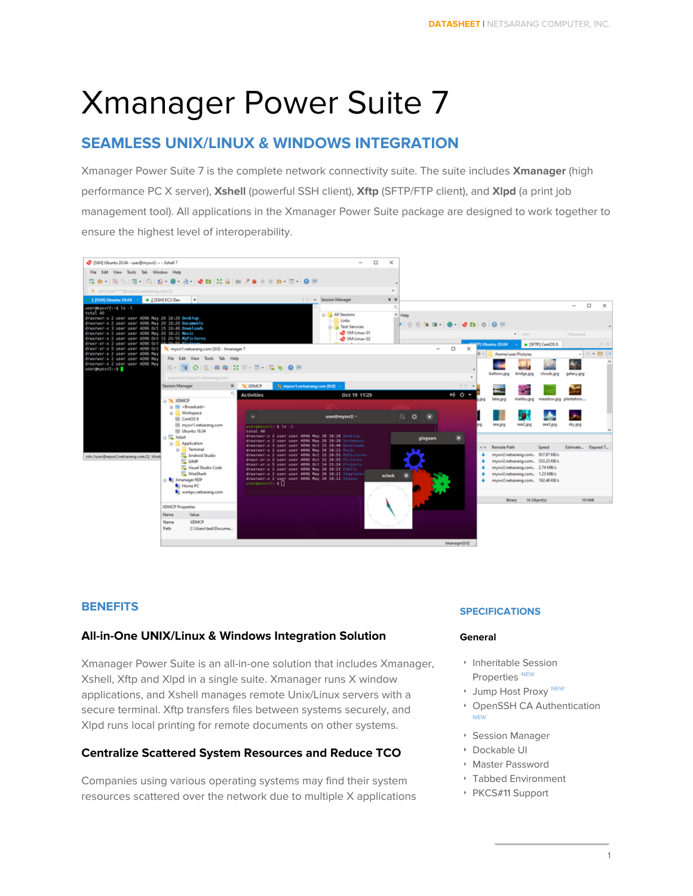# Xmanager Power Suite 7

## SEAMLESS UNIX/LINUX & WINDOWS INTEGRATION

Xmanager Power Suite 7 is the complete network connectivity suite. The suite includes **Xmanager** (high performance PC X server), **Xshell** (powerful SSH client), **Xftp** (SFTP/FTP client), and **Xlpd** (a print job management tool). All applications in the Xmanager Power Suite package are designed to work together to ensure the highest level of interoperability.

## BENEFITS

### All-in-One UNIX/Linux & Windows Integration Solution

Xmanager Power Suite is an all-in-one solution that includes Xmanager, Xshell, Xftp and Xlpd in a single suite. Xmanager runs X window applications, and Xshell manages remote Unix/Linux servers with a secure terminal. Xftp transfers files between systems securely, and Xlpd runs local printing for remote documents on other systems.

### Centralize Scattered System Resources and Reduce TCO

Companies using various operating systems may find their system resources scattered over the network due to multiple X applications

## SPECIFICATIONS

### General

- Inheritable Session Properties NEW
- Jump Host Proxy NEW
- OpenSSH CA Authentication NEW
- Session Manager
- Dockable UI
- Master Password
- Tabbed Environment
- PKCS#11 Support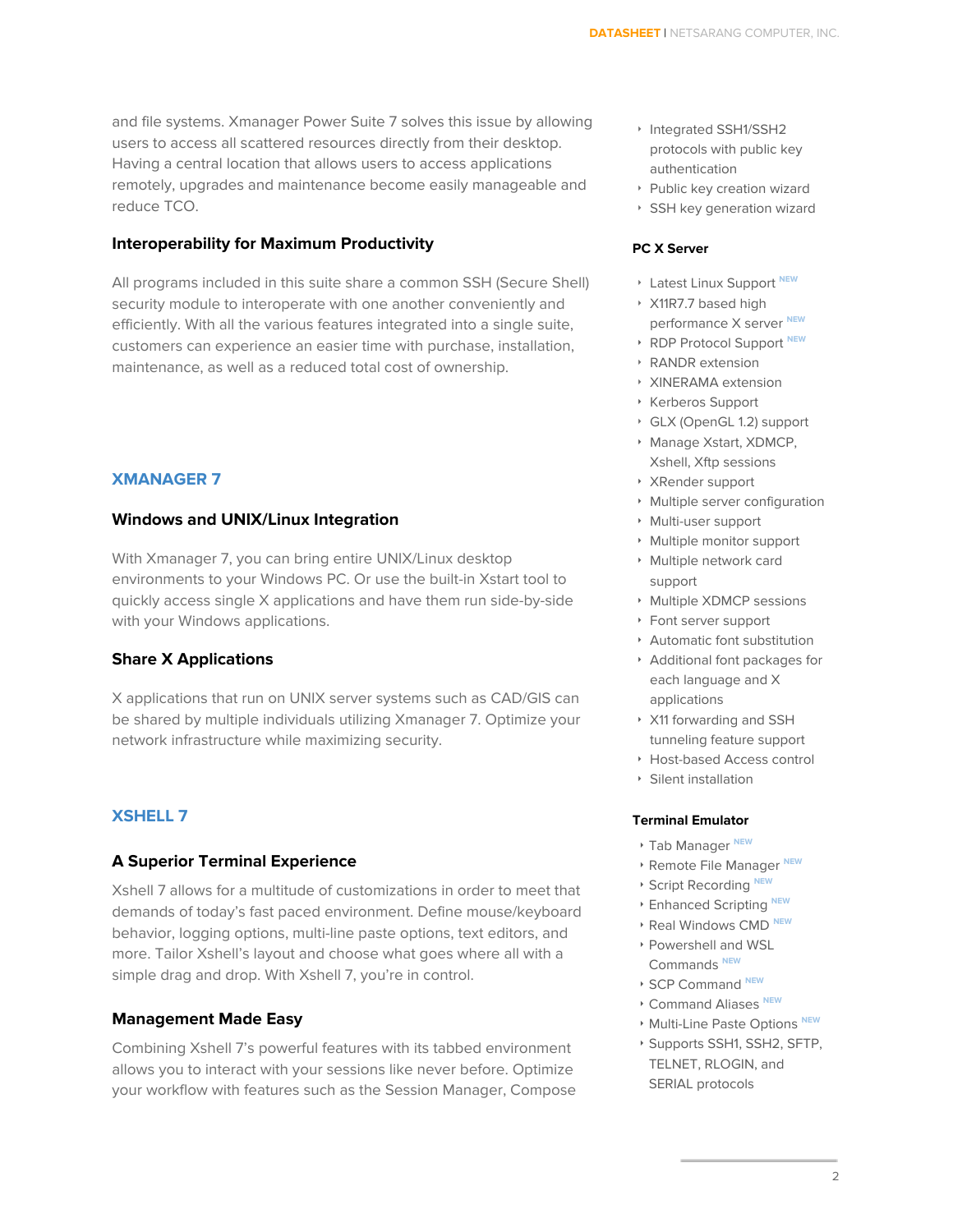and file systems. Xmanager Power Suite 7 solves this issue by allowing users to access all scattered resources directly from their desktop. Having a central location that allows users to access applications remotely, upgrades and maintenance become easily manageable and reduce TCO.

### Interoperability for Maximum Productivity

All programs included in this suite share a common SSH (Secure Shell) security module to interoperate with one another conveniently and efficiently. With all the various features integrated into a single suite, customers can experience an easier time with purchase, installation, maintenance, as well as a reduced total cost of ownership.

## XMANAGER 7

### Windows and UNIX/Linux Integration

With Xmanager 7, you can bring entire UNIX/Linux desktop environments to your Windows PC. Or use the built-in Xstart tool to quickly access single X applications and have them run side-by-side with your Windows applications.

### Share X Applications

X applications that run on UNIX server systems such as CAD/GIS can be shared by multiple individuals utilizing Xmanager 7. Optimize your network infrastructure while maximizing security.

## XSHELL 7

### A Superior Terminal Experience

Xshell 7 allows for a multitude of customizations in order to meet that demands of today's fast paced environment. Define mouse/keyboard behavior, logging options, multi-line paste options, text editors, and more. Tailor Xshell's layout and choose what goes where all with a simple drag and drop. With Xshell 7, you're in control.

### Management Made Easy

Combining Xshell 7's powerful features with its tabbed environment allows you to interact with your sessions like never before. Optimize your workflow with features such as the Session Manager, Compose

- Integrated SSH1/SSH2 protocols with public key authentication
- Public key creation wizard
- SSH key generation wizard

#### PC X Server

- Latest Linux Support NEW
- X11R7.7 based high performance X server NEW
- RDP Protocol Support NEW
- RANDR extension
- XINERAMA extension
- Kerberos Support
- GLX (OpenGL 1.2) support
- Manage Xstart, XDMCP, Xshell, Xftp sessions
- XRender support
- Multiple server configuration
- Multi-user support
- Multiple monitor support
- Multiple network card support
- Multiple XDMCP sessions
- Font server support
- Automatic font substitution
- Additional font packages for each language and X applications
- X11 forwarding and SSH tunneling feature support
- Host-based Access control
- Silent installation

#### Terminal Emulator

- Tab Manager NEW
- Remote File Manager NEW
- Script Recording NEW
- Enhanced Scripting NEW
- Real Windows CMD NEW
- Powershell and WSL Commands NEW
- SCP Command NEW
- Command Aliases NEW
- Multi-Line Paste Options NEW
- Supports SSH1, SSH2, SFTP, TELNET, RLOGIN, and SERIAL protocols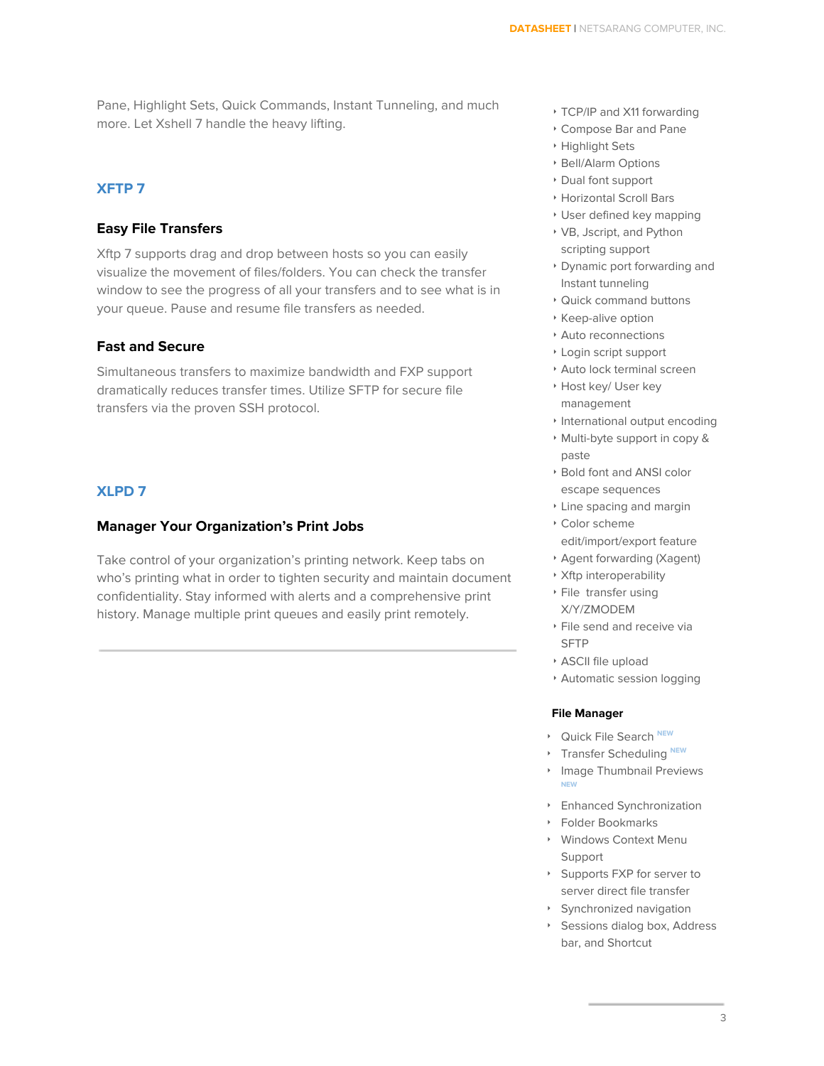Pane, Highlight Sets, Quick Commands, Instant Tunneling, and much more. Let Xshell 7 handle the heavy lifting.

## XFTP 7

### Easy File Transfers

Xftp 7 supports drag and drop between hosts so you can easily visualize the movement of files/folders. You can check the transfer window to see the progress of all your transfers and to see what is in your queue. Pause and resume file transfers as needed.

### Fast and Secure

Simultaneous transfers to maximize bandwidth and FXP support dramatically reduces transfer times. Utilize SFTP for secure file transfers via the proven SSH protocol.

## XLPD 7

### Manager Your Organization's Print Jobs

Take control of your organization's printing network. Keep tabs on who's printing what in order to tighten security and maintain document confidentiality. Stay informed with alerts and a comprehensive print history. Manage multiple print queues and easily print remotely.

- TCP/IP and X11 forwarding
- Compose Bar and Pane
- Highlight Sets
- Bell/Alarm Options
- Dual font support
- Horizontal Scroll Bars
- User defined key mapping
- VB, Jscript, and Python scripting support
- Dynamic port forwarding and Instant tunneling
- Quick command buttons
- Keep-alive option
- Auto reconnections
- Login script support
- Auto lock terminal screen
- Host key/ User key management
- International output encoding
- Multi-byte support in copy & paste
- Bold font and ANSI color escape sequences
- Line spacing and margin
- Color scheme edit/import/export feature
- Agent forwarding (Xagent)
- Xftp interoperability
- File transfer using X/Y/ZMODEM
- File send and receive via SFTP
- ASCII file upload
- Automatic session logging

#### File Manager

- Quick File Search NEW
- Transfer Scheduling NEW
- Image Thumbnail Previews NEW
- Enhanced Synchronization
- Folder Bookmarks
- Windows Context Menu Support
- Supports FXP for server to server direct file transfer
- Synchronized navigation
- Sessions dialog box, Address bar, and Shortcut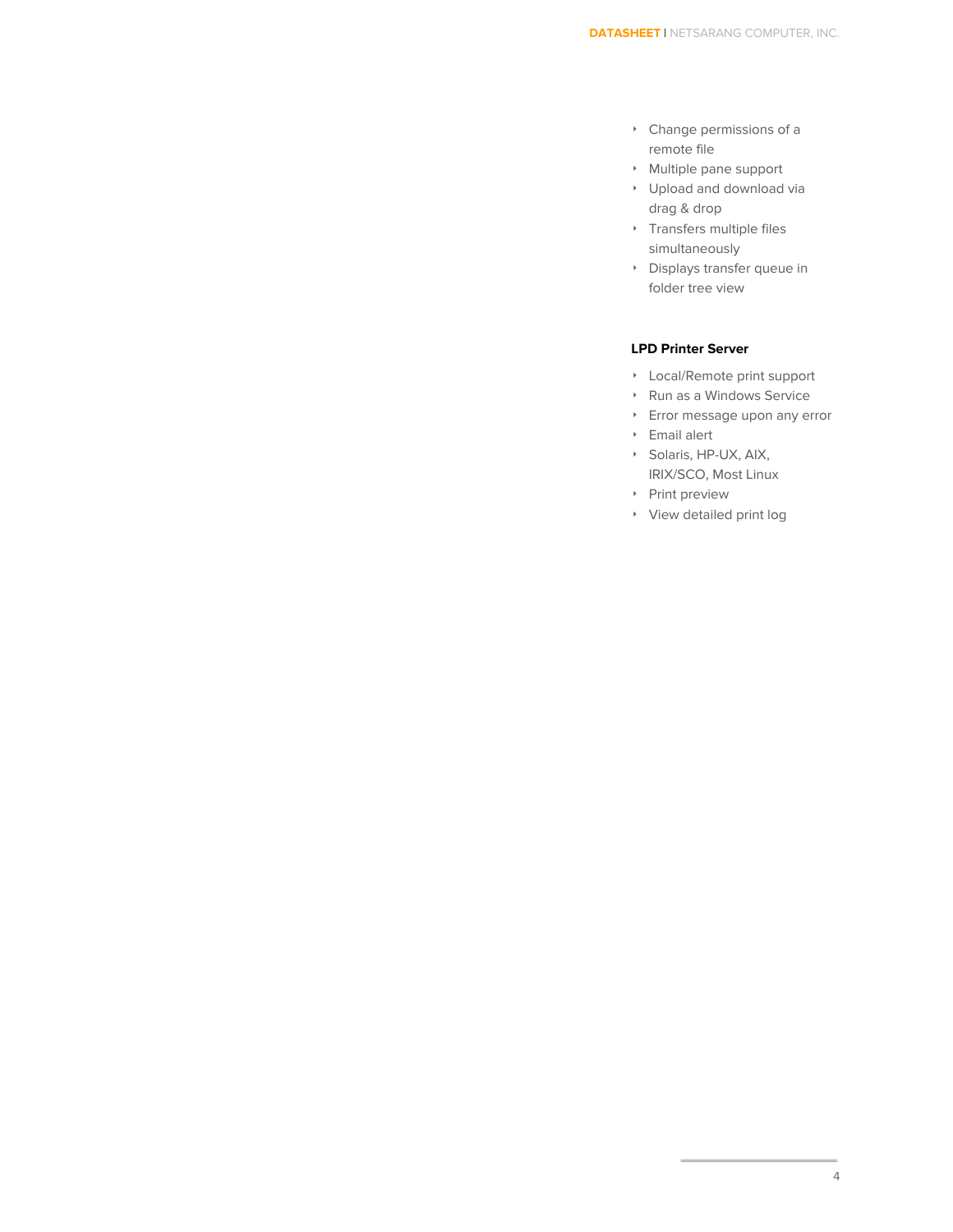- Change permissions of a remote file
- Multiple pane support
- Upload and download via drag & drop
- Transfers multiple files simultaneously
- Displays transfer queue in folder tree view

### LPD Printer Server

- Local/Remote print support
- Run as a Windows Service
- Error message upon any error
- Email alert
- Solaris, HP-UX, AIX, IRIX/SCO, Most Linux
- Print preview
- View detailed print log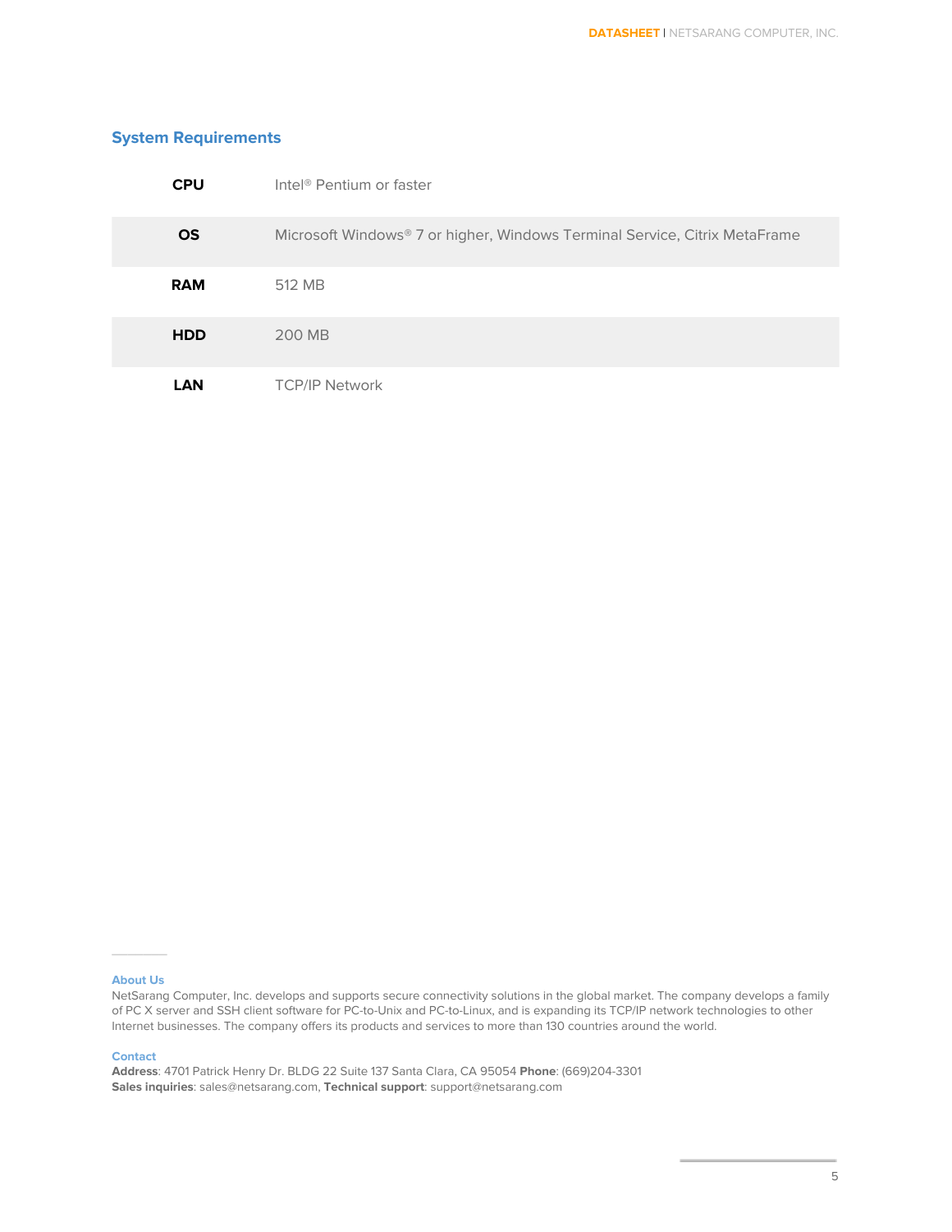## System Requirements

| | |
|---|---|
| **CPU** | Intel® Pentium or faster |
| **OS** | Microsoft Windows® 7 or higher, Windows Terminal Service, Citrix MetaFrame |
| **RAM** | 512 MB |
| **HDD** | 200 MB |
| **LAN** | TCP/IP Network |

---

### About Us

NetSarang Computer, Inc. develops and supports secure connectivity solutions in the global market. The company develops a family of PC X server and SSH client software for PC-to-Unix and PC-to-Linux, and is expanding its TCP/IP network technologies to other Internet businesses. The company offers its products and services to more than 130 countries around the world.

### Contact

**Address**: 4701 Patrick Henry Dr. BLDG 22 Suite 137 Santa Clara, CA 95054 **Phone**: (669)204-3301
**Sales inquiries**: sales@netsarang.com, **Technical support**: support@netsarang.com